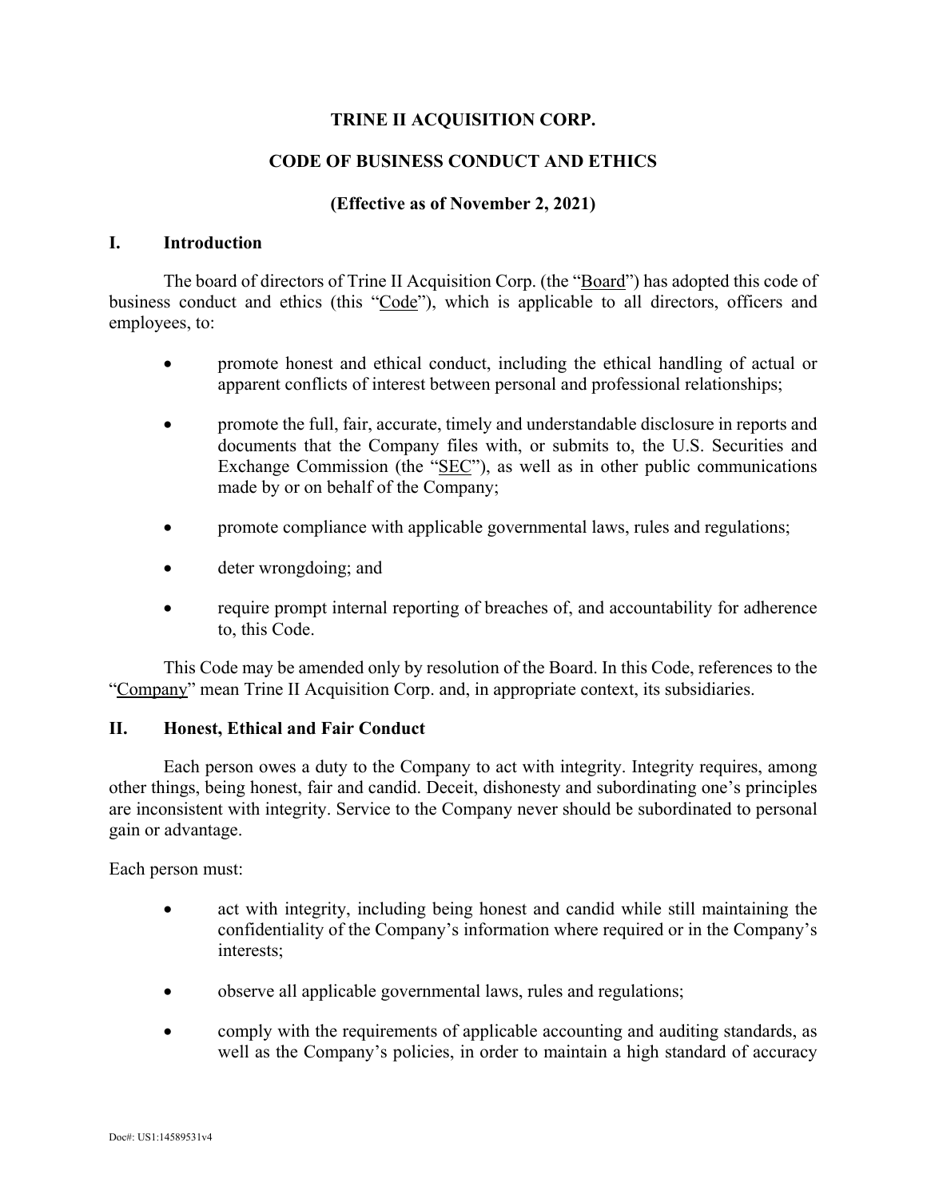# TRINE II ACQUISITION CORP.

## CODE OF BUSINESS CONDUCT AND ETHICS

**(Effective as of November 2, 2021)**

## I. Introduction

The board of directors of Trine II Acquisition Corp. (the "Board") has adopted this code of business conduct and ethics (this "Code"), which is applicable to all directors, officers and employees, to:

- promote honest and ethical conduct, including the ethical handling of actual or apparent conflicts of interest between personal and professional relationships;
- promote the full, fair, accurate, timely and understandable disclosure in reports and documents that the Company files with, or submits to, the U.S. Securities and Exchange Commission (the "SEC"), as well as in other public communications made by or on behalf of the Company;
- promote compliance with applicable governmental laws, rules and regulations;
- deter wrongdoing; and
- require prompt internal reporting of breaches of, and accountability for adherence to, this Code.

This Code may be amended only by resolution of the Board. In this Code, references to the "Company" mean Trine II Acquisition Corp. and, in appropriate context, its subsidiaries.

## II. Honest, Ethical and Fair Conduct

Each person owes a duty to the Company to act with integrity. Integrity requires, among other things, being honest, fair and candid. Deceit, dishonesty and subordinating one's principles are inconsistent with integrity. Service to the Company never should be subordinated to personal gain or advantage.

Each person must:

- act with integrity, including being honest and candid while still maintaining the confidentiality of the Company's information where required or in the Company's interests;
- observe all applicable governmental laws, rules and regulations;
- comply with the requirements of applicable accounting and auditing standards, as well as the Company's policies, in order to maintain a high standard of accuracy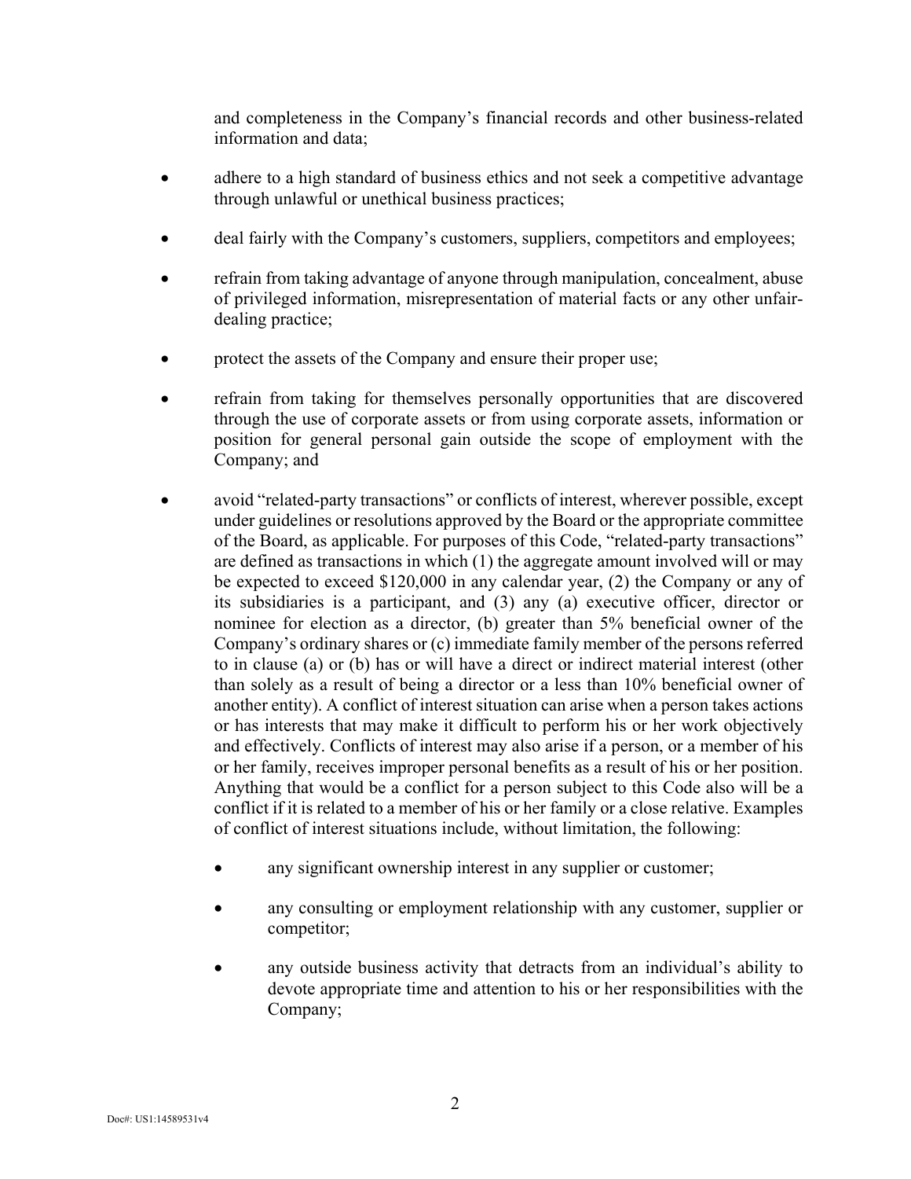and completeness in the Company's financial records and other business-related information and data;

- adhere to a high standard of business ethics and not seek a competitive advantage through unlawful or unethical business practices;
- deal fairly with the Company's customers, suppliers, competitors and employees;
- refrain from taking advantage of anyone through manipulation, concealment, abuse of privileged information, misrepresentation of material facts or any other unfair-dealing practice;
- protect the assets of the Company and ensure their proper use;
- refrain from taking for themselves personally opportunities that are discovered through the use of corporate assets or from using corporate assets, information or position for general personal gain outside the scope of employment with the Company; and
- avoid "related-party transactions" or conflicts of interest, wherever possible, except under guidelines or resolutions approved by the Board or the appropriate committee of the Board, as applicable. For purposes of this Code, "related-party transactions" are defined as transactions in which (1) the aggregate amount involved will or may be expected to exceed $120,000 in any calendar year, (2) the Company or any of its subsidiaries is a participant, and (3) any (a) executive officer, director or nominee for election as a director, (b) greater than 5% beneficial owner of the Company's ordinary shares or (c) immediate family member of the persons referred to in clause (a) or (b) has or will have a direct or indirect material interest (other than solely as a result of being a director or a less than 10% beneficial owner of another entity). A conflict of interest situation can arise when a person takes actions or has interests that may make it difficult to perform his or her work objectively and effectively. Conflicts of interest may also arise if a person, or a member of his or her family, receives improper personal benefits as a result of his or her position. Anything that would be a conflict for a person subject to this Code also will be a conflict if it is related to a member of his or her family or a close relative. Examples of conflict of interest situations include, without limitation, the following:
  - any significant ownership interest in any supplier or customer;
  - any consulting or employment relationship with any customer, supplier or competitor;
  - any outside business activity that detracts from an individual's ability to devote appropriate time and attention to his or her responsibilities with the Company;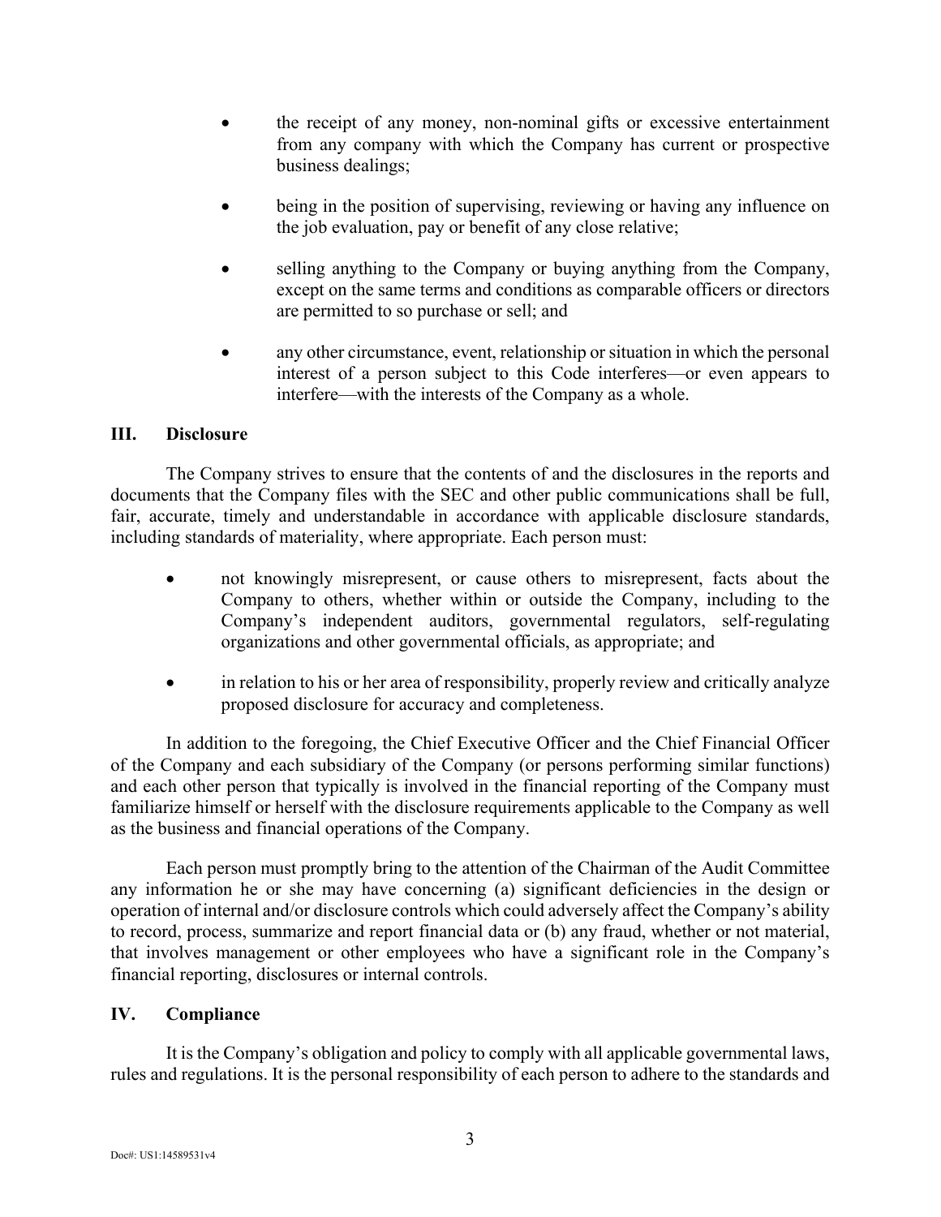- the receipt of any money, non-nominal gifts or excessive entertainment from any company with which the Company has current or prospective business dealings;

- being in the position of supervising, reviewing or having any influence on the job evaluation, pay or benefit of any close relative;

- selling anything to the Company or buying anything from the Company, except on the same terms and conditions as comparable officers or directors are permitted to so purchase or sell; and

- any other circumstance, event, relationship or situation in which the personal interest of a person subject to this Code interferes—or even appears to interfere—with the interests of the Company as a whole.

## III. Disclosure

The Company strives to ensure that the contents of and the disclosures in the reports and documents that the Company files with the SEC and other public communications shall be full, fair, accurate, timely and understandable in accordance with applicable disclosure standards, including standards of materiality, where appropriate. Each person must:

- not knowingly misrepresent, or cause others to misrepresent, facts about the Company to others, whether within or outside the Company, including to the Company's independent auditors, governmental regulators, self-regulating organizations and other governmental officials, as appropriate; and

- in relation to his or her area of responsibility, properly review and critically analyze proposed disclosure for accuracy and completeness.

In addition to the foregoing, the Chief Executive Officer and the Chief Financial Officer of the Company and each subsidiary of the Company (or persons performing similar functions) and each other person that typically is involved in the financial reporting of the Company must familiarize himself or herself with the disclosure requirements applicable to the Company as well as the business and financial operations of the Company.

Each person must promptly bring to the attention of the Chairman of the Audit Committee any information he or she may have concerning (a) significant deficiencies in the design or operation of internal and/or disclosure controls which could adversely affect the Company's ability to record, process, summarize and report financial data or (b) any fraud, whether or not material, that involves management or other employees who have a significant role in the Company's financial reporting, disclosures or internal controls.

## IV. Compliance

It is the Company's obligation and policy to comply with all applicable governmental laws, rules and regulations. It is the personal responsibility of each person to adhere to the standards and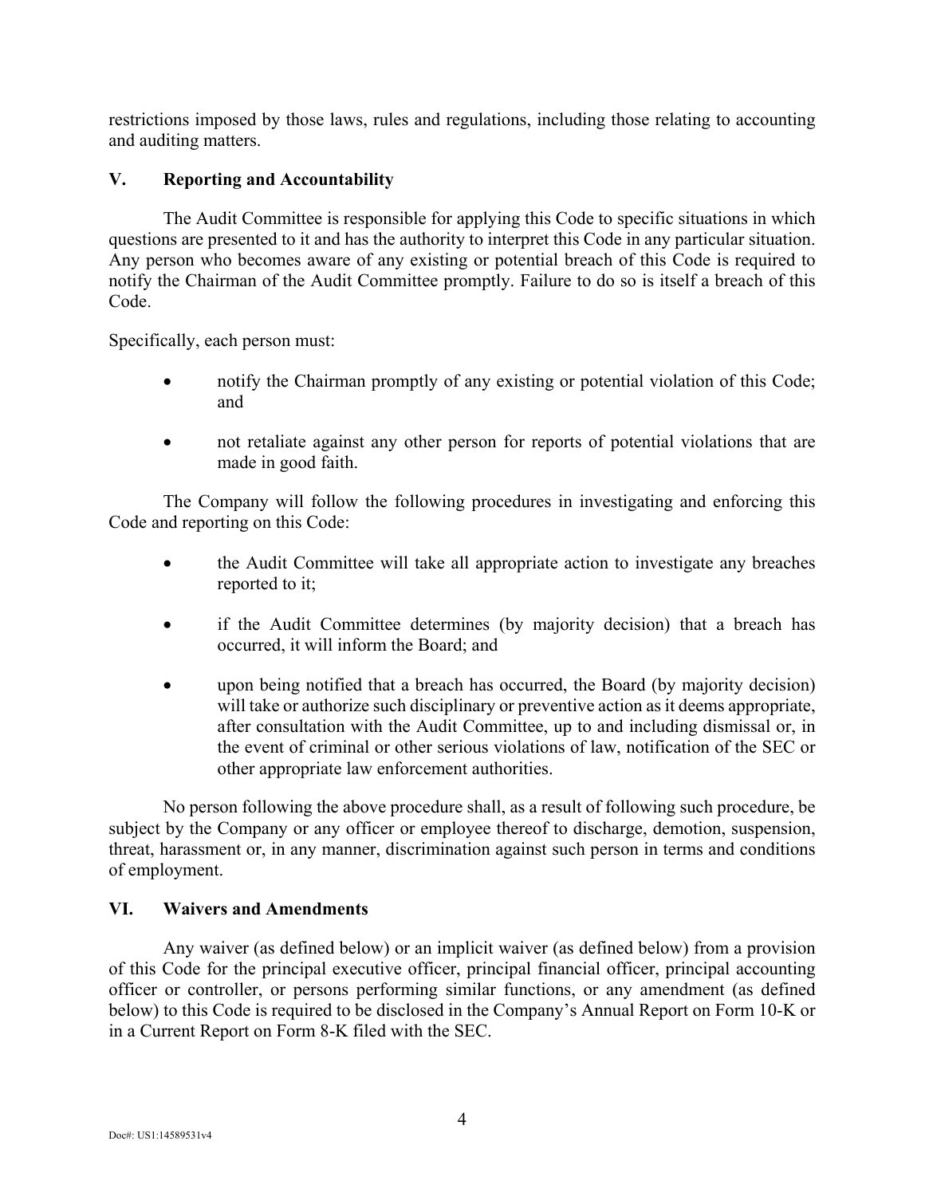restrictions imposed by those laws, rules and regulations, including those relating to accounting and auditing matters.

## V. Reporting and Accountability

The Audit Committee is responsible for applying this Code to specific situations in which questions are presented to it and has the authority to interpret this Code in any particular situation. Any person who becomes aware of any existing or potential breach of this Code is required to notify the Chairman of the Audit Committee promptly. Failure to do so is itself a breach of this Code.

Specifically, each person must:

- notify the Chairman promptly of any existing or potential violation of this Code; and
- not retaliate against any other person for reports of potential violations that are made in good faith.

The Company will follow the following procedures in investigating and enforcing this Code and reporting on this Code:

- the Audit Committee will take all appropriate action to investigate any breaches reported to it;
- if the Audit Committee determines (by majority decision) that a breach has occurred, it will inform the Board; and
- upon being notified that a breach has occurred, the Board (by majority decision) will take or authorize such disciplinary or preventive action as it deems appropriate, after consultation with the Audit Committee, up to and including dismissal or, in the event of criminal or other serious violations of law, notification of the SEC or other appropriate law enforcement authorities.

No person following the above procedure shall, as a result of following such procedure, be subject by the Company or any officer or employee thereof to discharge, demotion, suspension, threat, harassment or, in any manner, discrimination against such person in terms and conditions of employment.

## VI. Waivers and Amendments

Any waiver (as defined below) or an implicit waiver (as defined below) from a provision of this Code for the principal executive officer, principal financial officer, principal accounting officer or controller, or persons performing similar functions, or any amendment (as defined below) to this Code is required to be disclosed in the Company's Annual Report on Form 10-K or in a Current Report on Form 8-K filed with the SEC.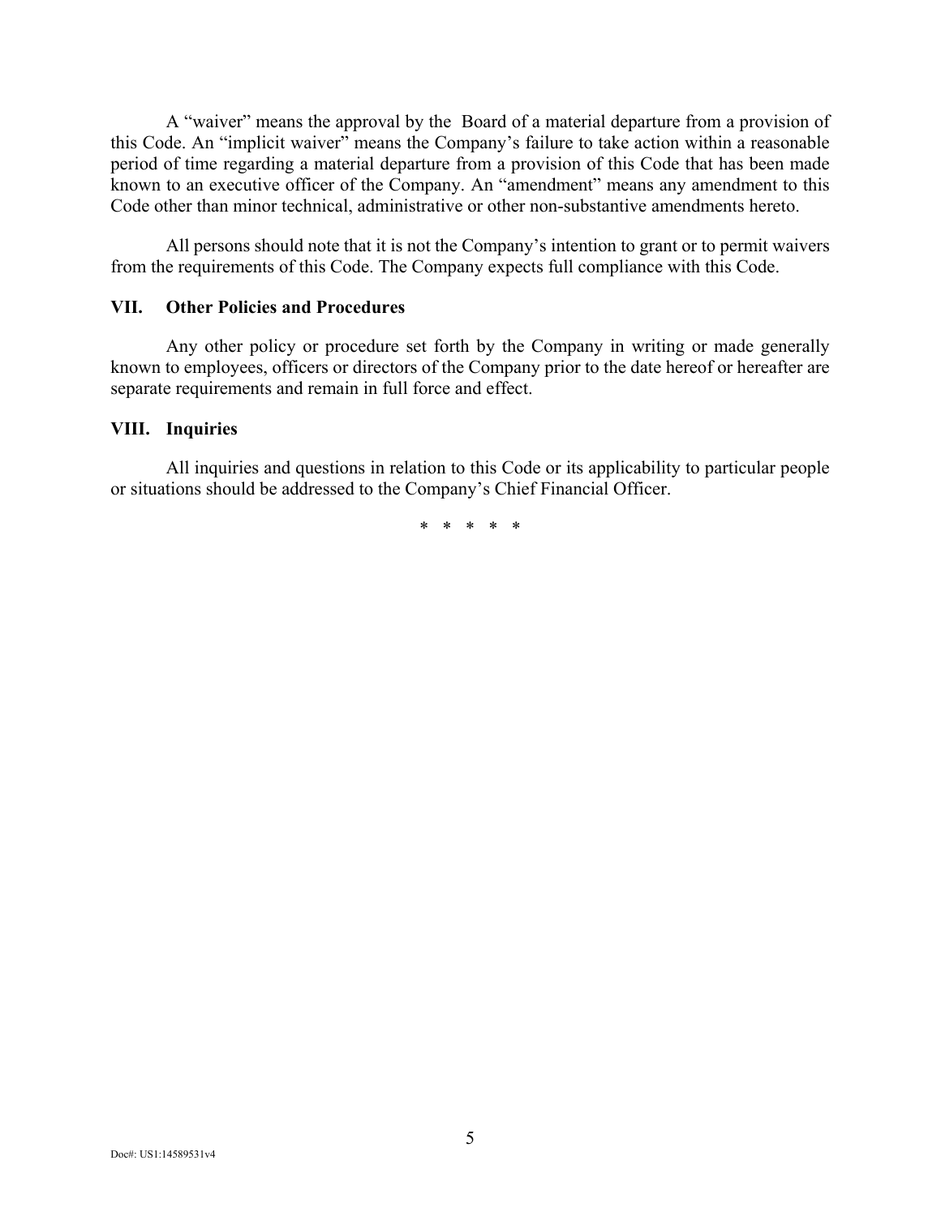A "waiver" means the approval by the Board of a material departure from a provision of this Code. An "implicit waiver" means the Company's failure to take action within a reasonable period of time regarding a material departure from a provision of this Code that has been made known to an executive officer of the Company. An "amendment" means any amendment to this Code other than minor technical, administrative or other non-substantive amendments hereto.

All persons should note that it is not the Company's intention to grant or to permit waivers from the requirements of this Code. The Company expects full compliance with this Code.

## VII. Other Policies and Procedures

Any other policy or procedure set forth by the Company in writing or made generally known to employees, officers or directors of the Company prior to the date hereof or hereafter are separate requirements and remain in full force and effect.

## VIII. Inquiries

All inquiries and questions in relation to this Code or its applicability to particular people or situations should be addressed to the Company's Chief Financial Officer.

\* \* \* \* \*